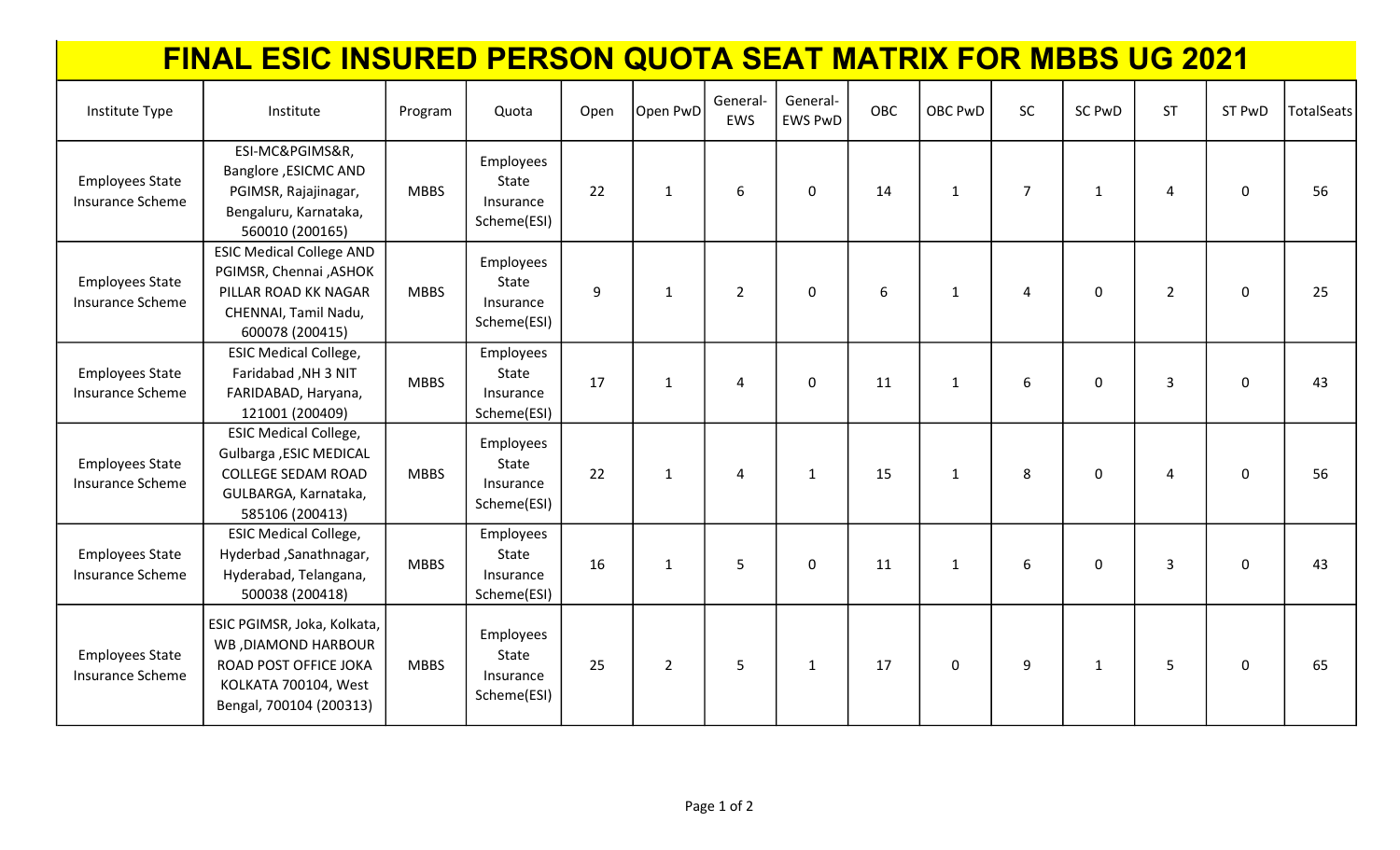# FINAL ESIC INSURED PERSON QUOTA SEAT MATRIX FOR MBBS UG 2021

| Institute Type | Institute | Program | Quota | Open | Open PwD | General-EWS | General-EWS PwD | OBC | OBC PwD | SC | SC PwD | ST | ST PwD | TotalSeats |
|---|---|---|---|---|---|---|---|---|---|---|---|---|---|---|
| Employees State Insurance Scheme | ESI-MC&PGIMS&R, Banglore ,ESICMC AND PGIMSR, Rajajinagar, Bengaluru, Karnataka, 560010 (200165) | MBBS | Employees State Insurance Scheme(ESI) | 22 | 1 | 6 | 0 | 14 | 1 | 7 | 1 | 4 | 0 | 56 |
| Employees State Insurance Scheme | ESIC Medical College AND PGIMSR, Chennai ,ASHOK PILLAR ROAD KK NAGAR CHENNAI, Tamil Nadu, 600078 (200415) | MBBS | Employees State Insurance Scheme(ESI) | 9 | 1 | 2 | 0 | 6 | 1 | 4 | 0 | 2 | 0 | 25 |
| Employees State Insurance Scheme | ESIC Medical College, Faridabad ,NH 3 NIT FARIDABAD, Haryana, 121001 (200409) | MBBS | Employees State Insurance Scheme(ESI) | 17 | 1 | 4 | 0 | 11 | 1 | 6 | 0 | 3 | 0 | 43 |
| Employees State Insurance Scheme | ESIC Medical College, Gulbarga ,ESIC MEDICAL COLLEGE SEDAM ROAD GULBARGA, Karnataka, 585106 (200413) | MBBS | Employees State Insurance Scheme(ESI) | 22 | 1 | 4 | 1 | 15 | 1 | 8 | 0 | 4 | 0 | 56 |
| Employees State Insurance Scheme | ESIC Medical College, Hyderbad ,Sanathnagar, Hyderabad, Telangana, 500038 (200418) | MBBS | Employees State Insurance Scheme(ESI) | 16 | 1 | 5 | 0 | 11 | 1 | 6 | 0 | 3 | 0 | 43 |
| Employees State Insurance Scheme | ESIC PGIMSR, Joka, Kolkata, WB ,DIAMOND HARBOUR ROAD POST OFFICE JOKA KOLKATA 700104, West Bengal, 700104 (200313) | MBBS | Employees State Insurance Scheme(ESI) | 25 | 2 | 5 | 1 | 17 | 0 | 9 | 1 | 5 | 0 | 65 |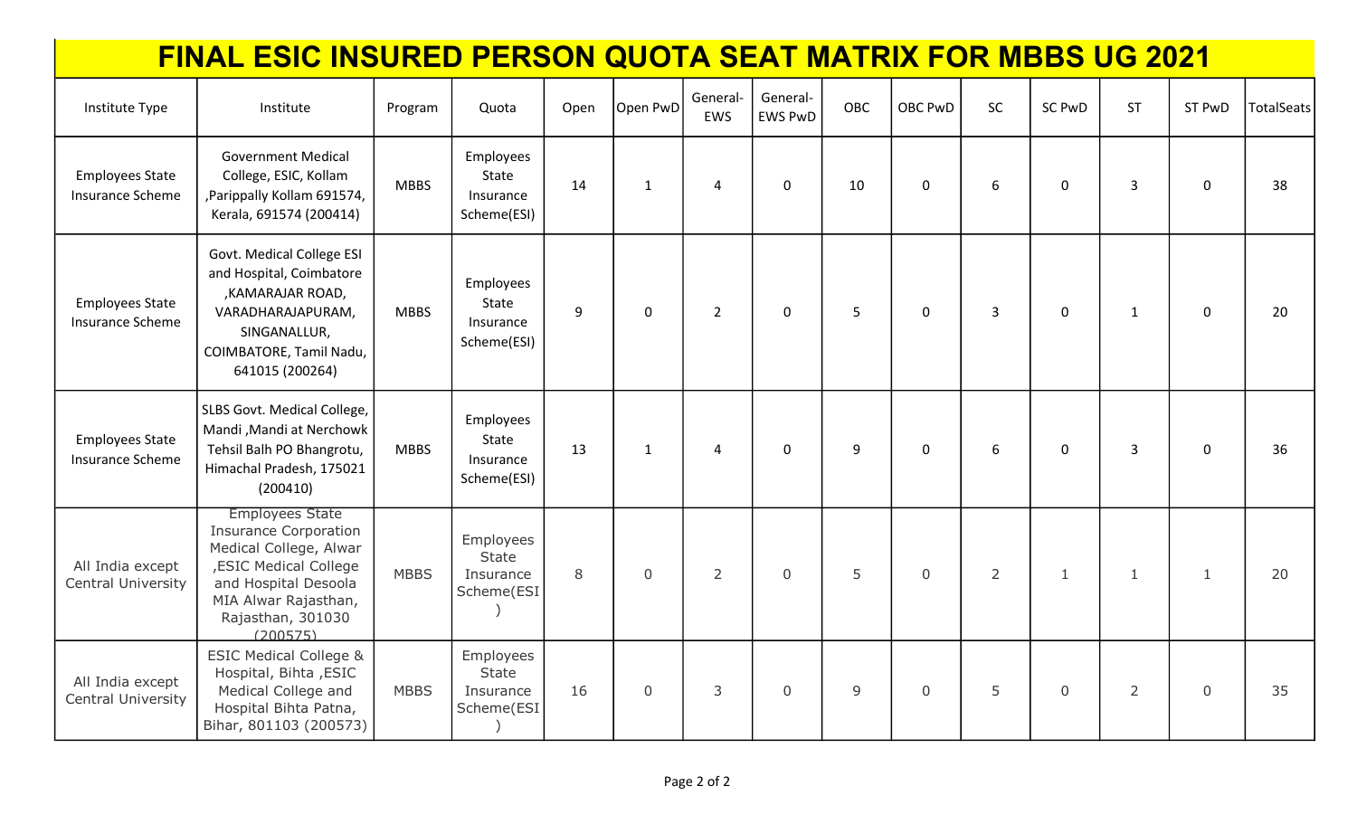# FINAL ESIC INSURED PERSON QUOTA SEAT MATRIX FOR MBBS UG 2021

| Institute Type | Institute | Program | Quota | Open | Open PwD | General-EWS | General-EWS PwD | OBC | OBC PwD | SC | SC PwD | ST | ST PwD | TotalSeats |
|---|---|---|---|---|---|---|---|---|---|---|---|---|---|---|
| Employees State Insurance Scheme | Government Medical College, ESIC, Kollam ,Parippally Kollam 691574, Kerala, 691574 (200414) | MBBS | Employees State Insurance Scheme(ESI) | 14 | 1 | 4 | 0 | 10 | 0 | 6 | 0 | 3 | 0 | 38 |
| Employees State Insurance Scheme | Govt. Medical College ESI and Hospital, Coimbatore ,KAMARAJAR ROAD, VARADHARAJAPURAM, SINGANALLUR, COIMBATORE, Tamil Nadu, 641015 (200264) | MBBS | Employees State Insurance Scheme(ESI) | 9 | 0 | 2 | 0 | 5 | 0 | 3 | 0 | 1 | 0 | 20 |
| Employees State Insurance Scheme | SLBS Govt. Medical College, Mandi ,Mandi at Nerchowk Tehsil Balh PO Bhangrotu, Himachal Pradesh, 175021 (200410) | MBBS | Employees State Insurance Scheme(ESI) | 13 | 1 | 4 | 0 | 9 | 0 | 6 | 0 | 3 | 0 | 36 |
| All India except Central University | Employees State Insurance Corporation Medical College, Alwar ,ESIC Medical College and Hospital Desoola MIA Alwar Rajasthan, Rajasthan, 301030 (200575) | MBBS | Employees State Insurance Scheme(ESI) | 8 | 0 | 2 | 0 | 5 | 0 | 2 | 1 | 1 | 1 | 20 |
| All India except Central University | ESIC Medical College & Hospital, Bihta ,ESIC Medical College and Hospital Bihta Patna, Bihar, 801103 (200573) | MBBS | Employees State Insurance Scheme(ESI) | 16 | 0 | 3 | 0 | 9 | 0 | 5 | 0 | 2 | 0 | 35 |